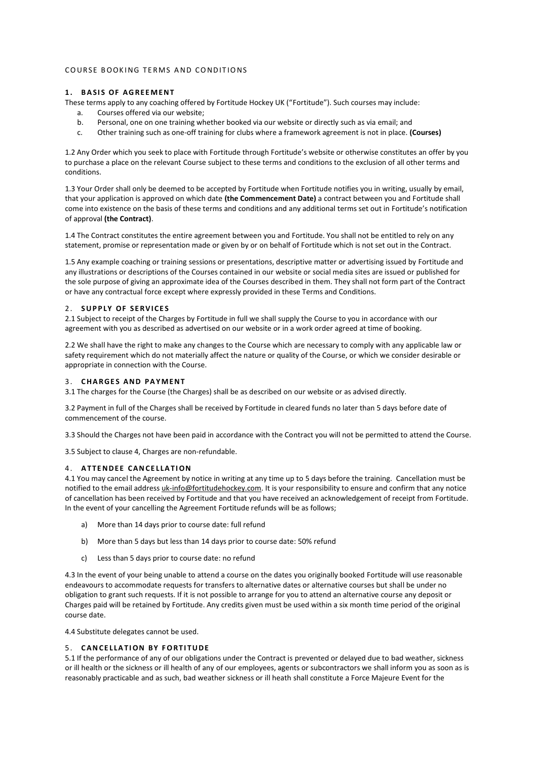COURSE BOOKING TERMS AND CONDITIONS

## 1. BASIS OF AGREEMENT

These terms apply to any coaching offered by Fortitude Hockey UK ("Fortitude"). Such courses may include:

a. Courses offered via our website;
b. Personal, one on one training whether booked via our website or directly such as via email; and
c. Other training such as one-off training for clubs where a framework agreement is not in place. **(Courses)**

1.2 Any Order which you seek to place with Fortitude through Fortitude's website or otherwise constitutes an offer by you to purchase a place on the relevant Course subject to these terms and conditions to the exclusion of all other terms and conditions.

1.3 Your Order shall only be deemed to be accepted by Fortitude when Fortitude notifies you in writing, usually by email, that your application is approved on which date **(the Commencement Date)** a contract between you and Fortitude shall come into existence on the basis of these terms and conditions and any additional terms set out in Fortitude's notification of approval **(the Contract)**.

1.4 The Contract constitutes the entire agreement between you and Fortitude. You shall not be entitled to rely on any statement, promise or representation made or given by or on behalf of Fortitude which is not set out in the Contract.

1.5 Any example coaching or training sessions or presentations, descriptive matter or advertising issued by Fortitude and any illustrations or descriptions of the Courses contained in our website or social media sites are issued or published for the sole purpose of giving an approximate idea of the Courses described in them. They shall not form part of the Contract or have any contractual force except where expressly provided in these Terms and Conditions.

## 2. SUPPLY OF SERVICES

2.1 Subject to receipt of the Charges by Fortitude in full we shall supply the Course to you in accordance with our agreement with you as described as advertised on our website or in a work order agreed at time of booking.

2.2 We shall have the right to make any changes to the Course which are necessary to comply with any applicable law or safety requirement which do not materially affect the nature or quality of the Course, or which we consider desirable or appropriate in connection with the Course.

## 3. CHARGES AND PAYMENT

3.1 The charges for the Course (the Charges) shall be as described on our website or as advised directly.

3.2 Payment in full of the Charges shall be received by Fortitude in cleared funds no later than 5 days before date of commencement of the course.

3.3 Should the Charges not have been paid in accordance with the Contract you will not be permitted to attend the Course.

3.5 Subject to clause 4, Charges are non-refundable.

## 4. ATTENDEE CANCELLATION

4.1 You may cancel the Agreement by notice in writing at any time up to 5 days before the training. Cancellation must be notified to the email address uk-info@fortitudehockey.com. It is your responsibility to ensure and confirm that any notice of cancellation has been received by Fortitude and that you have received an acknowledgement of receipt from Fortitude. In the event of your cancelling the Agreement Fortitude refunds will be as follows;

a) More than 14 days prior to course date: full refund

b) More than 5 days but less than 14 days prior to course date: 50% refund

c) Less than 5 days prior to course date: no refund

4.3 In the event of your being unable to attend a course on the dates you originally booked Fortitude will use reasonable endeavours to accommodate requests for transfers to alternative dates or alternative courses but shall be under no obligation to grant such requests. If it is not possible to arrange for you to attend an alternative course any deposit or Charges paid will be retained by Fortitude. Any credits given must be used within a six month time period of the original course date.

4.4 Substitute delegates cannot be used.

## 5. CANCELLATION BY FORTITUDE

5.1 If the performance of any of our obligations under the Contract is prevented or delayed due to bad weather, sickness or ill health or the sickness or ill health of any of our employees, agents or subcontractors we shall inform you as soon as is reasonably practicable and as such, bad weather sickness or ill heath shall constitute a Force Majeure Event for the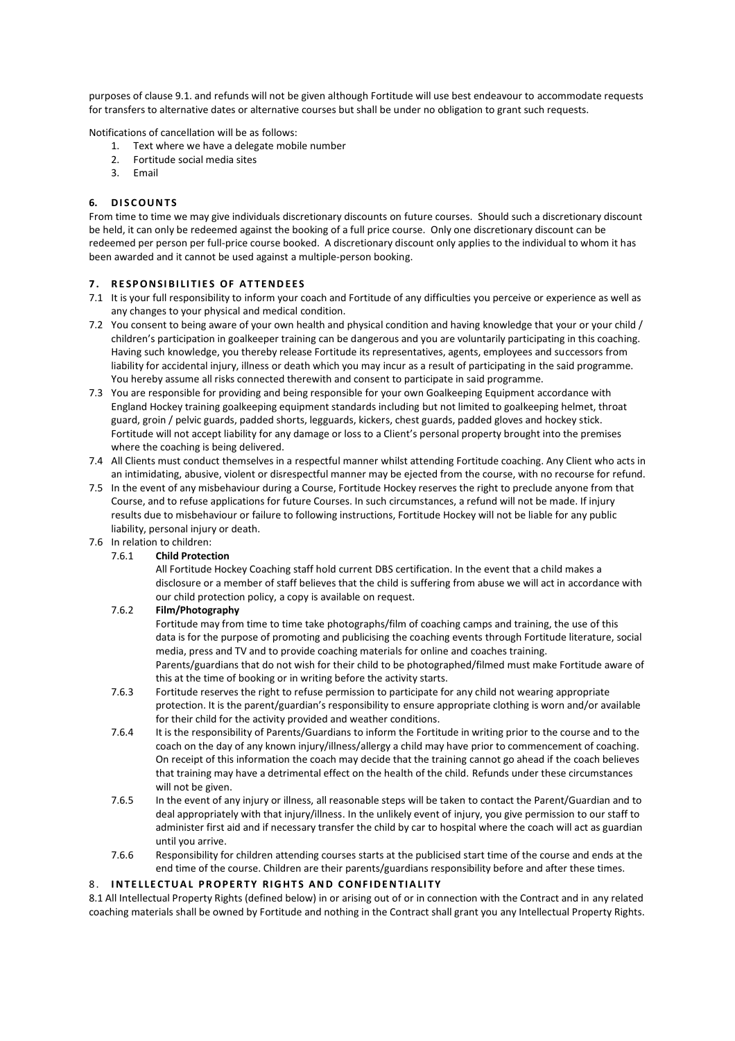purposes of clause 9.1. and refunds will not be given although Fortitude will use best endeavour to accommodate requests for transfers to alternative dates or alternative courses but shall be under no obligation to grant such requests.

Notifications of cancellation will be as follows:

1. Text where we have a delegate mobile number
2. Fortitude social media sites
3. Email

### 6. DISCOUNTS

From time to time we may give individuals discretionary discounts on future courses. Should such a discretionary discount be held, it can only be redeemed against the booking of a full price course. Only one discretionary discount can be redeemed per person per full-price course booked. A discretionary discount only applies to the individual to whom it has been awarded and it cannot be used against a multiple-person booking.

### 7. RESPONSIBILITIES OF ATTENDEES

7.1 It is your full responsibility to inform your coach and Fortitude of any difficulties you perceive or experience as well as any changes to your physical and medical condition.

7.2 You consent to being aware of your own health and physical condition and having knowledge that your or your child / children's participation in goalkeeper training can be dangerous and you are voluntarily participating in this coaching. Having such knowledge, you thereby release Fortitude its representatives, agents, employees and successors from liability for accidental injury, illness or death which you may incur as a result of participating in the said programme. You hereby assume all risks connected therewith and consent to participate in said programme.

7.3 You are responsible for providing and being responsible for your own Goalkeeping Equipment accordance with England Hockey training goalkeeping equipment standards including but not limited to goalkeeping helmet, throat guard, groin / pelvic guards, padded shorts, legguards, kickers, chest guards, padded gloves and hockey stick. Fortitude will not accept liability for any damage or loss to a Client's personal property brought into the premises where the coaching is being delivered.

7.4 All Clients must conduct themselves in a respectful manner whilst attending Fortitude coaching. Any Client who acts in an intimidating, abusive, violent or disrespectful manner may be ejected from the course, with no recourse for refund.

7.5 In the event of any misbehaviour during a Course, Fortitude Hockey reserves the right to preclude anyone from that Course, and to refuse applications for future Courses. In such circumstances, a refund will not be made. If injury results due to misbehaviour or failure to following instructions, Fortitude Hockey will not be liable for any public liability, personal injury or death.

7.6 In relation to children:

7.6.1 **Child Protection**
All Fortitude Hockey Coaching staff hold current DBS certification. In the event that a child makes a disclosure or a member of staff believes that the child is suffering from abuse we will act in accordance with our child protection policy, a copy is available on request.

7.6.2 **Film/Photography**
Fortitude may from time to time take photographs/film of coaching camps and training, the use of this data is for the purpose of promoting and publicising the coaching events through Fortitude literature, social media, press and TV and to provide coaching materials for online and coaches training.
Parents/guardians that do not wish for their child to be photographed/filmed must make Fortitude aware of this at the time of booking or in writing before the activity starts.

7.6.3 Fortitude reserves the right to refuse permission to participate for any child not wearing appropriate protection. It is the parent/guardian's responsibility to ensure appropriate clothing is worn and/or available for their child for the activity provided and weather conditions.

7.6.4 It is the responsibility of Parents/Guardians to inform the Fortitude in writing prior to the course and to the coach on the day of any known injury/illness/allergy a child may have prior to commencement of coaching. On receipt of this information the coach may decide that the training cannot go ahead if the coach believes that training may have a detrimental effect on the health of the child. Refunds under these circumstances will not be given.

7.6.5 In the event of any injury or illness, all reasonable steps will be taken to contact the Parent/Guardian and to deal appropriately with that injury/illness. In the unlikely event of injury, you give permission to our staff to administer first aid and if necessary transfer the child by car to hospital where the coach will act as guardian until you arrive.

7.6.6 Responsibility for children attending courses starts at the publicised start time of the course and ends at the end time of the course. Children are their parents/guardians responsibility before and after these times.

### 8. INTELLECTUAL PROPERTY RIGHTS AND CONFIDENTIALITY

8.1 All Intellectual Property Rights (defined below) in or arising out of or in connection with the Contract and in any related coaching materials shall be owned by Fortitude and nothing in the Contract shall grant you any Intellectual Property Rights.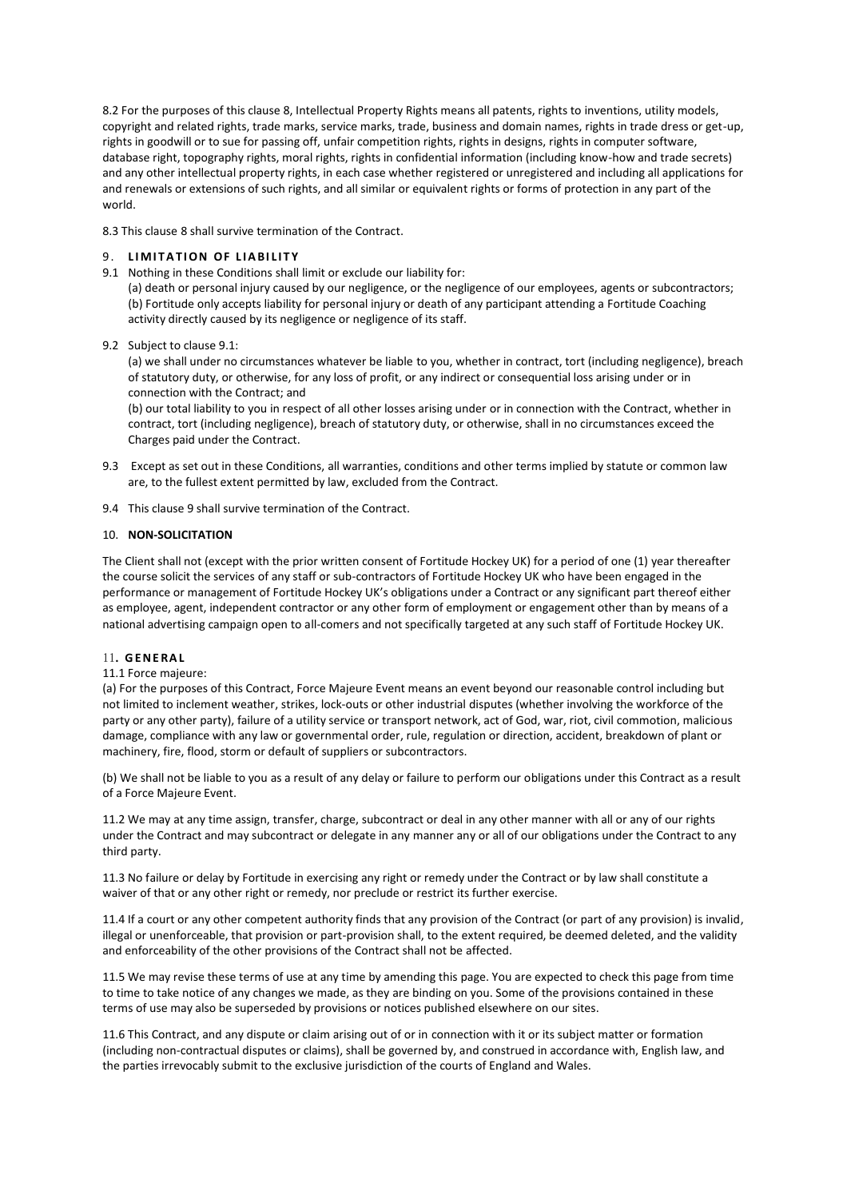8.2 For the purposes of this clause 8, Intellectual Property Rights means all patents, rights to inventions, utility models, copyright and related rights, trade marks, service marks, trade, business and domain names, rights in trade dress or get-up, rights in goodwill or to sue for passing off, unfair competition rights, rights in designs, rights in computer software, database right, topography rights, moral rights, rights in confidential information (including know-how and trade secrets) and any other intellectual property rights, in each case whether registered or unregistered and including all applications for and renewals or extensions of such rights, and all similar or equivalent rights or forms of protection in any part of the world.

8.3 This clause 8 shall survive termination of the Contract.

### 9. LIMITATION OF LIABILITY

9.1 Nothing in these Conditions shall limit or exclude our liability for:

(a) death or personal injury caused by our negligence, or the negligence of our employees, agents or subcontractors;
(b) Fortitude only accepts liability for personal injury or death of any participant attending a Fortitude Coaching activity directly caused by its negligence or negligence of its staff.

9.2 Subject to clause 9.1:

(a) we shall under no circumstances whatever be liable to you, whether in contract, tort (including negligence), breach of statutory duty, or otherwise, for any loss of profit, or any indirect or consequential loss arising under or in connection with the Contract; and

(b) our total liability to you in respect of all other losses arising under or in connection with the Contract, whether in contract, tort (including negligence), breach of statutory duty, or otherwise, shall in no circumstances exceed the Charges paid under the Contract.

9.3 Except as set out in these Conditions, all warranties, conditions and other terms implied by statute or common law are, to the fullest extent permitted by law, excluded from the Contract.

9.4 This clause 9 shall survive termination of the Contract.

### 10. NON-SOLICITATION

The Client shall not (except with the prior written consent of Fortitude Hockey UK) for a period of one (1) year thereafter the course solicit the services of any staff or sub-contractors of Fortitude Hockey UK who have been engaged in the performance or management of Fortitude Hockey UK's obligations under a Contract or any significant part thereof either as employee, agent, independent contractor or any other form of employment or engagement other than by means of a national advertising campaign open to all-comers and not specifically targeted at any such staff of Fortitude Hockey UK.

### 11. GENERAL

11.1 Force majeure:

(a) For the purposes of this Contract, Force Majeure Event means an event beyond our reasonable control including but not limited to inclement weather, strikes, lock-outs or other industrial disputes (whether involving the workforce of the party or any other party), failure of a utility service or transport network, act of God, war, riot, civil commotion, malicious damage, compliance with any law or governmental order, rule, regulation or direction, accident, breakdown of plant or machinery, fire, flood, storm or default of suppliers or subcontractors.

(b) We shall not be liable to you as a result of any delay or failure to perform our obligations under this Contract as a result of a Force Majeure Event.

11.2 We may at any time assign, transfer, charge, subcontract or deal in any other manner with all or any of our rights under the Contract and may subcontract or delegate in any manner any or all of our obligations under the Contract to any third party.

11.3 No failure or delay by Fortitude in exercising any right or remedy under the Contract or by law shall constitute a waiver of that or any other right or remedy, nor preclude or restrict its further exercise.

11.4 If a court or any other competent authority finds that any provision of the Contract (or part of any provision) is invalid, illegal or unenforceable, that provision or part-provision shall, to the extent required, be deemed deleted, and the validity and enforceability of the other provisions of the Contract shall not be affected.

11.5 We may revise these terms of use at any time by amending this page. You are expected to check this page from time to time to take notice of any changes we made, as they are binding on you. Some of the provisions contained in these terms of use may also be superseded by provisions or notices published elsewhere on our sites.

11.6 This Contract, and any dispute or claim arising out of or in connection with it or its subject matter or formation (including non-contractual disputes or claims), shall be governed by, and construed in accordance with, English law, and the parties irrevocably submit to the exclusive jurisdiction of the courts of England and Wales.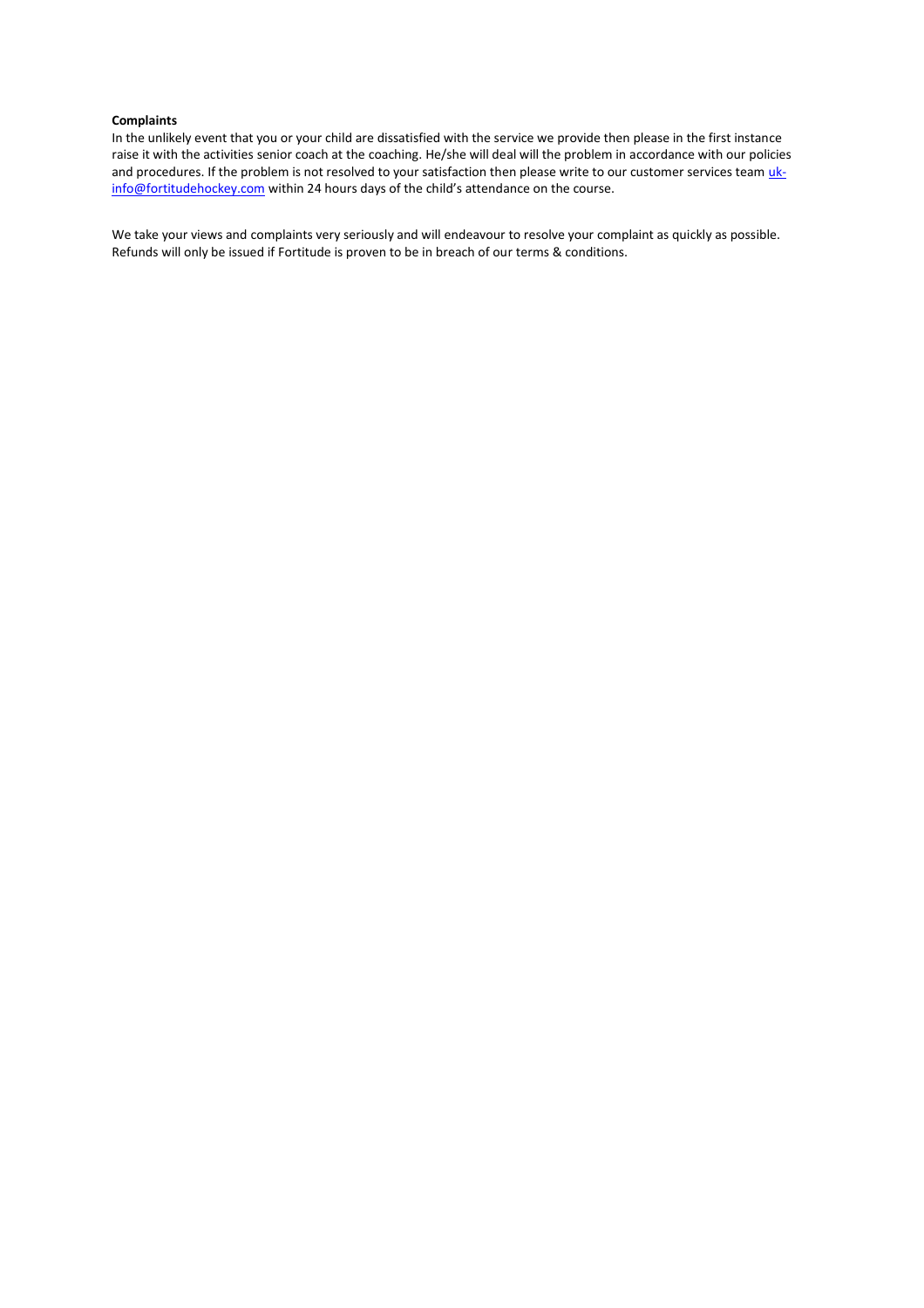**Complaints**

In the unlikely event that you or your child are dissatisfied with the service we provide then please in the first instance raise it with the activities senior coach at the coaching. He/she will deal will the problem in accordance with our policies and procedures. If the problem is not resolved to your satisfaction then please write to our customer services team uk-info@fortitudehockey.com within 24 hours days of the child's attendance on the course.

We take your views and complaints very seriously and will endeavour to resolve your complaint as quickly as possible. Refunds will only be issued if Fortitude is proven to be in breach of our terms & conditions.